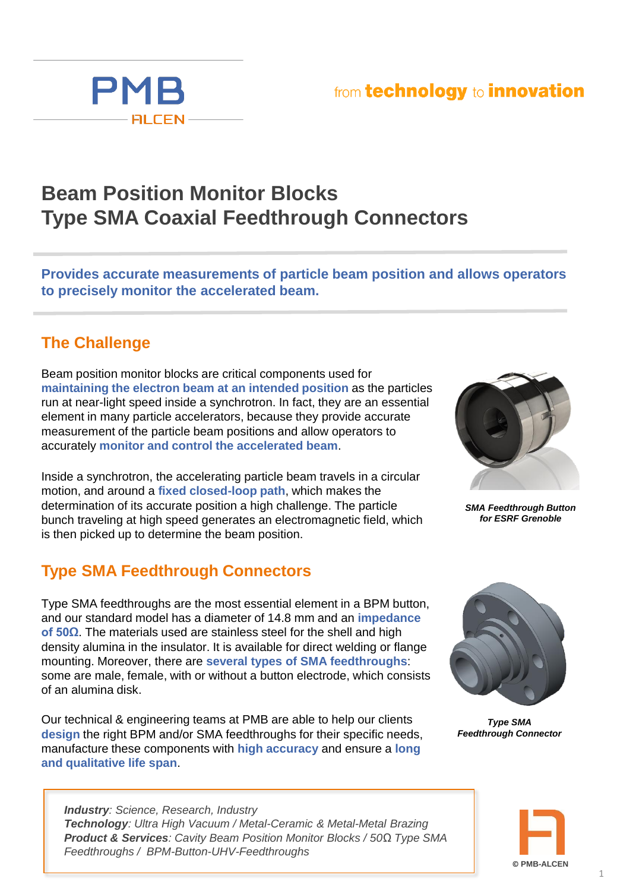PMB
ALCEN

from **technology** to **innovation**

# Beam Position Monitor Blocks
# Type SMA Coaxial Feedthrough Connectors

**Provides accurate measurements of particle beam position and allows operators to precisely monitor the accelerated beam.**

## The Challenge

Beam position monitor blocks are critical components used for **maintaining the electron beam at an intended position** as the particles run at near-light speed inside a synchrotron. In fact, they are an essential element in many particle accelerators, because they provide accurate measurement of the particle beam positions and allow operators to accurately **monitor and control the accelerated beam**.

Inside a synchrotron, the accelerating particle beam travels in a circular motion, and around a **fixed closed-loop path**, which makes the determination of its accurate position a high challenge. The particle bunch traveling at high speed generates an electromagnetic field, which is then picked up to determine the beam position.

***SMA Feedthrough Button for ESRF Grenoble***

## Type SMA Feedthrough Connectors

Type SMA feedthroughs are the most essential element in a BPM button, and our standard model has a diameter of 14.8 mm and an **impedance of 50Ω**. The materials used are stainless steel for the shell and high density alumina in the insulator. It is available for direct welding or flange mounting. Moreover, there are **several types of SMA feedthroughs**: some are male, female, with or without a button electrode, which consists of an alumina disk.

Our technical & engineering teams at PMB are able to help our clients **design** the right BPM and/or SMA feedthroughs for their specific needs, manufacture these components with **high accuracy** and ensure a **long and qualitative life span**.

***Type SMA Feedthrough Connector***

***Industry****: Science, Research, Industry*
***Technology****: Ultra High Vacuum / Metal-Ceramic & Metal-Metal Brazing*
***Product & Services****: Cavity Beam Position Monitor Blocks / 50Ω Type SMA Feedthroughs / BPM-Button-UHV-Feedthroughs*

© PMB-ALCEN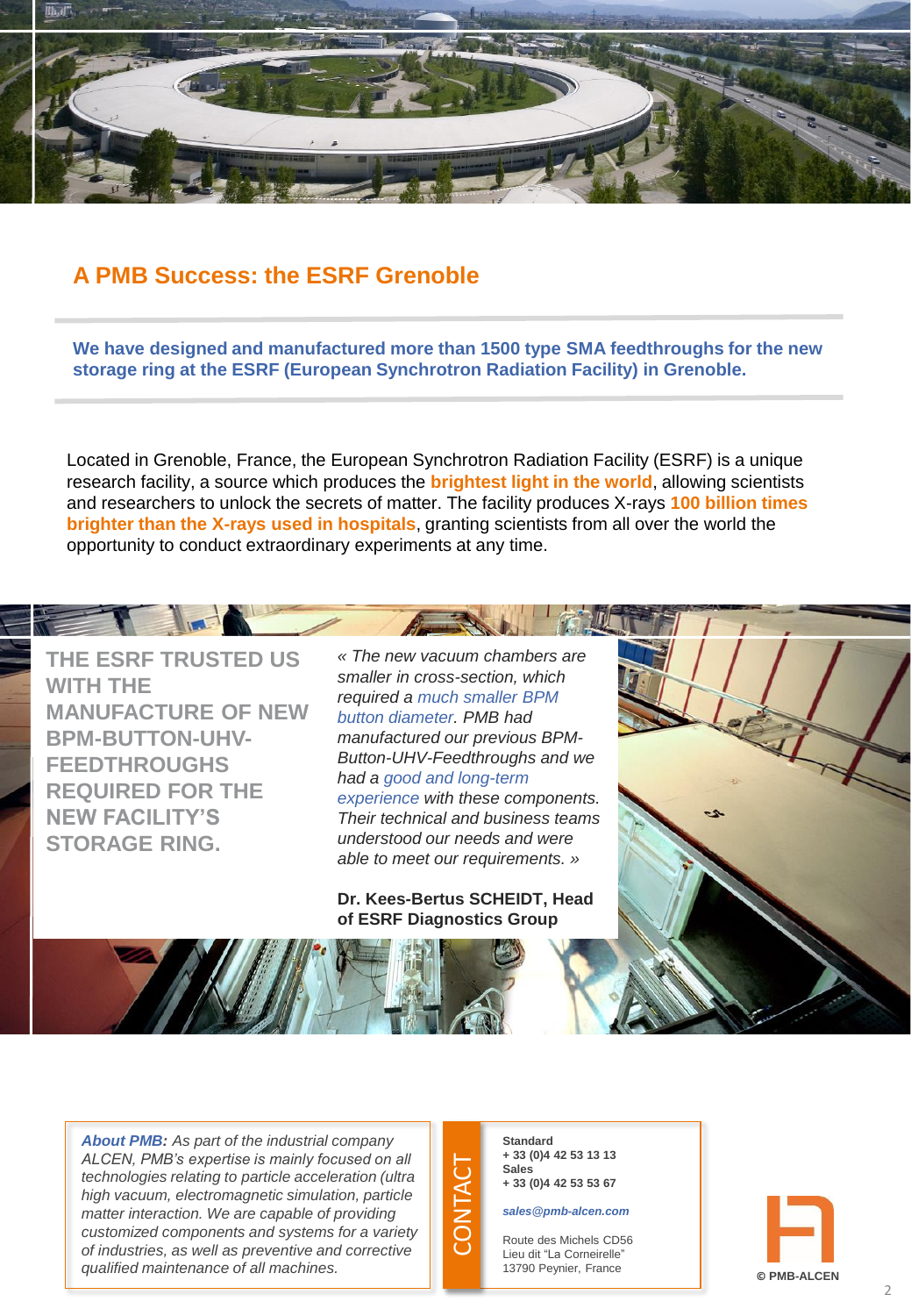## A PMB Success: the ESRF Grenoble

**We have designed and manufactured more than 1500 type SMA feedthroughs for the new storage ring at the ESRF (European Synchrotron Radiation Facility) in Grenoble.**

Located in Grenoble, France, the European Synchrotron Radiation Facility (ESRF) is a unique research facility, a source which produces the **brightest light in the world**, allowing scientists and researchers to unlock the secrets of matter. The facility produces X-rays **100 billion times brighter than the X-rays used in hospitals**, granting scientists from all over the world the opportunity to conduct extraordinary experiments at any time.

**THE ESRF TRUSTED US WITH THE MANUFACTURE OF NEW BPM-BUTTON-UHV-FEEDTHROUGHS REQUIRED FOR THE NEW FACILITY'S STORAGE RING.**

*« The new vacuum chambers are smaller in cross-section, which required a much smaller BPM button diameter. PMB had manufactured our previous BPM-Button-UHV-Feedthroughs and we had a good and long-term experience with these components. Their technical and business teams understood our needs and were able to meet our requirements. »*

**Dr. Kees-Bertus SCHEIDT, Head of ESRF Diagnostics Group**

***About PMB:*** *As part of the industrial company ALCEN, PMB's expertise is mainly focused on all technologies relating to particle acceleration (ultra high vacuum, electromagnetic simulation, particle matter interaction. We are capable of providing customized components and systems for a variety of industries, as well as preventive and corrective qualified maintenance of all machines.*

CONTACT

**Standard**
**+ 33 (0)4 42 53 13 13**
**Sales**
**+ 33 (0)4 42 53 53 67**

***sales@pmb-alcen.com***

Route des Michels CD56
Lieu dit "La Corneirelle"
13790 Peynier, France

**© PMB-ALCEN**